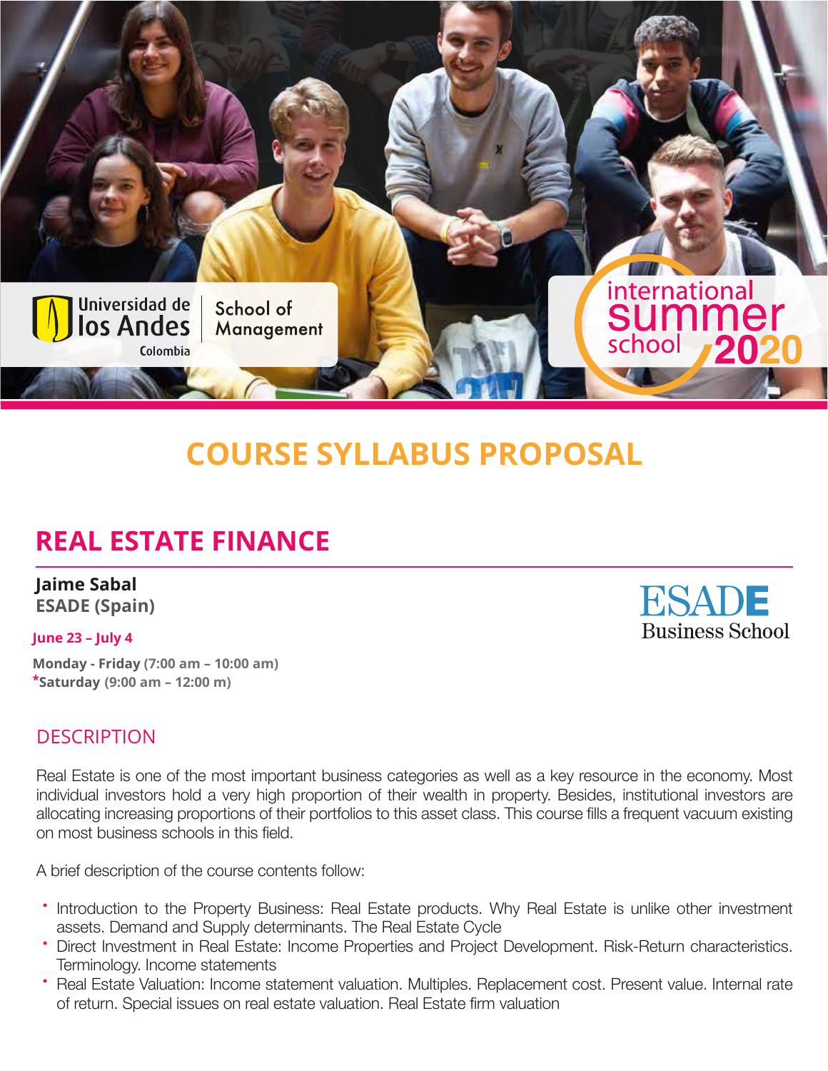Universidad de los Andes Colombia | School of Management

international summer school 2020

# COURSE SYLLABUS PROPOSAL

## REAL ESTATE FINANCE

**Jaime Sabal**
**ESADE (Spain)**

ESADE Business School

**June 23 – July 4**

**Monday - Friday** (7:00 am – 10:00 am)
***Saturday** (9:00 am – 12:00 m)

### DESCRIPTION

Real Estate is one of the most important business categories as well as a key resource in the economy. Most individual investors hold a very high proportion of their wealth in property. Besides, institutional investors are allocating increasing proportions of their portfolios to this asset class. This course fills a frequent vacuum existing on most business schools in this field.

A brief description of the course contents follow:

- Introduction to the Property Business: Real Estate products. Why Real Estate is unlike other investment assets. Demand and Supply determinants. The Real Estate Cycle
- Direct Investment in Real Estate: Income Properties and Project Development. Risk-Return characteristics. Terminology. Income statements
- Real Estate Valuation: Income statement valuation. Multiples. Replacement cost. Present value. Internal rate of return. Special issues on real estate valuation. Real Estate firm valuation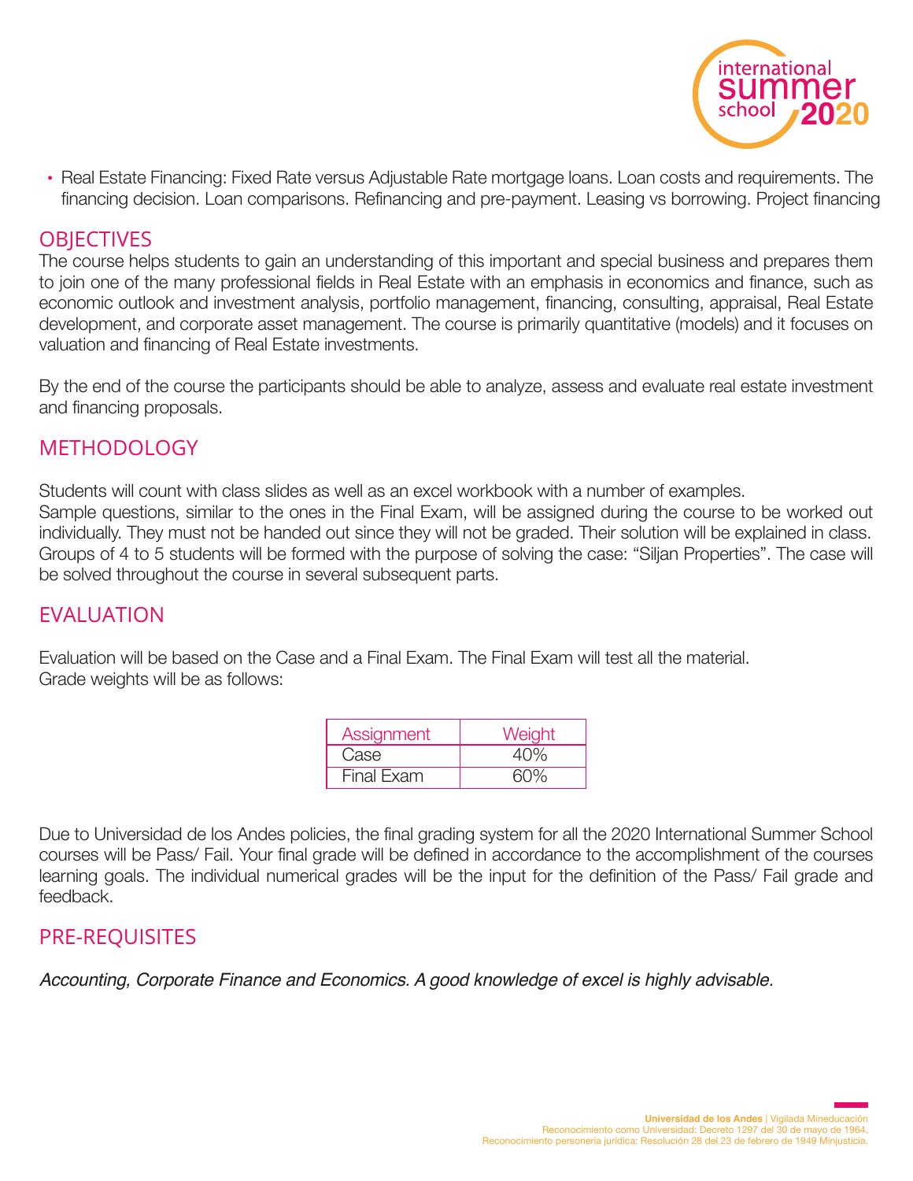- Real Estate Financing: Fixed Rate versus Adjustable Rate mortgage loans. Loan costs and requirements. The financing decision. Loan comparisons. Refinancing and pre-payment. Leasing vs borrowing. Project financing

## OBJECTIVES

The course helps students to gain an understanding of this important and special business and prepares them to join one of the many professional fields in Real Estate with an emphasis in economics and finance, such as economic outlook and investment analysis, portfolio management, financing, consulting, appraisal, Real Estate development, and corporate asset management. The course is primarily quantitative (models) and it focuses on valuation and financing of Real Estate investments.

By the end of the course the participants should be able to analyze, assess and evaluate real estate investment and financing proposals.

## METHODOLOGY

Students will count with class slides as well as an excel workbook with a number of examples.
Sample questions, similar to the ones in the Final Exam, will be assigned during the course to be worked out individually. They must not be handed out since they will not be graded. Their solution will be explained in class. Groups of 4 to 5 students will be formed with the purpose of solving the case: "Siljan Properties". The case will be solved throughout the course in several subsequent parts.

## EVALUATION

Evaluation will be based on the Case and a Final Exam. The Final Exam will test all the material.
Grade weights will be as follows:

| Assignment | Weight |
|---|---|
| Case | 40% |
| Final Exam | 60% |

Due to Universidad de los Andes policies, the final grading system for all the 2020 International Summer School courses will be Pass/ Fail. Your final grade will be defined in accordance to the accomplishment of the courses learning goals. The individual numerical grades will be the input for the definition of the Pass/ Fail grade and feedback.

## PRE-REQUISITES

*Accounting, Corporate Finance and Economics. A good knowledge of excel is highly advisable.*